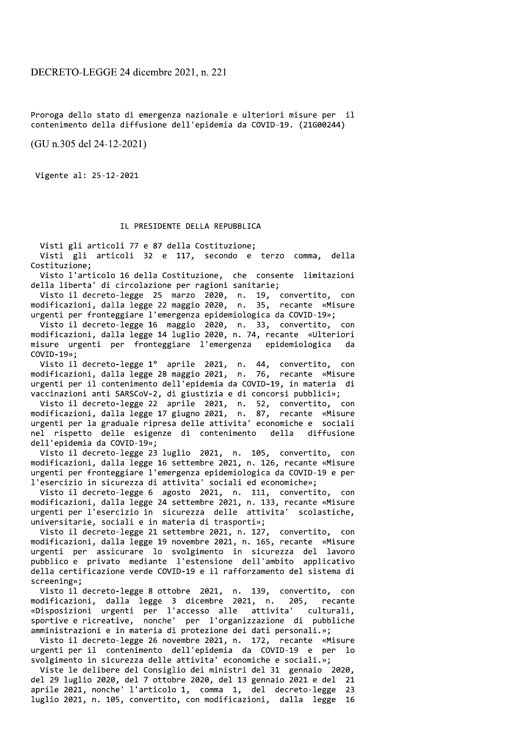# DECRETO-LEGGE 24 dicembre 2021, n. 221

Proroga dello stato di emergenza nazionale e ulteriori misure per il contenimento della diffusione dell'epidemia da COVID-19. (21G00244)

(GU n.305 del 24-12-2021)

Vigente al: 25-12-2021

IL PRESIDENTE DELLA REPUBBLICA

Visti gli articoli 77 e 87 della Costituzione;

Visti gli articoli 32 e 117, secondo e terzo comma, della Costituzione;

Visto l'articolo 16 della Costituzione, che consente limitazioni della liberta' di circolazione per ragioni sanitarie;

Visto il decreto-legge 25 marzo 2020, n. 19, convertito, con modificazioni, dalla legge 22 maggio 2020, n. 35, recante «Misure urgenti per fronteggiare l'emergenza epidemiologica da COVID-19»;

Visto il decreto-legge 16 maggio 2020, n. 33, convertito, con modificazioni, dalla legge 14 luglio 2020, n. 74, recante «Ulteriori misure urgenti per fronteggiare l'emergenza epidemiologica da COVID-19»;

Visto il decreto-legge 1° aprile 2021, n. 44, convertito, con modificazioni, dalla legge 28 maggio 2021, n. 76, recante «Misure urgenti per il contenimento dell'epidemia da COVID-19, in materia di vaccinazioni anti SARSCoV-2, di giustizia e di concorsi pubblici»;

Visto il decreto-legge 22 aprile 2021, n. 52, convertito, con modificazioni, dalla legge 17 giugno 2021, n. 87, recante «Misure urgenti per la graduale ripresa delle attivita' economiche e sociali nel rispetto delle esigenze di contenimento della diffusione dell'epidemia da COVID-19»;

Visto il decreto-legge 23 luglio 2021, n. 105, convertito, con modificazioni, dalla legge 16 settembre 2021, n. 126, recante «Misure urgenti per fronteggiare l'emergenza epidemiologica da COVID-19 e per l'esercizio in sicurezza di attivita' sociali ed economiche»;

Visto il decreto-legge 6 agosto 2021, n. 111, convertito, con modificazioni, dalla legge 24 settembre 2021, n. 133, recante «Misure urgenti per l'esercizio in sicurezza delle attivita' scolastiche, universitarie, sociali e in materia di trasporti»;

Visto il decreto-legge 21 settembre 2021, n. 127, convertito, con modificazioni, dalla legge 19 novembre 2021, n. 165, recante «Misure urgenti per assicurare lo svolgimento in sicurezza del lavoro pubblico e privato mediante l'estensione dell'ambito applicativo della certificazione verde COVID-19 e il rafforzamento del sistema di screening»;

Visto il decreto-legge 8 ottobre 2021, n. 139, convertito, con modificazioni, dalla legge 3 dicembre 2021, n. 205, recante «Disposizioni urgenti per l'accesso alle attivita' culturali, sportive e ricreative, nonche' per l'organizzazione di pubbliche amministrazioni e in materia di protezione dei dati personali.»;

Visto il decreto-legge 26 novembre 2021, n. 172, recante «Misure urgenti per il contenimento dell'epidemia da COVID-19 e per lo svolgimento in sicurezza delle attivita' economiche e sociali.»;

Viste le delibere del Consiglio dei ministri del 31 gennaio 2020, del 29 luglio 2020, del 7 ottobre 2020, del 13 gennaio 2021 e del 21 aprile 2021, nonche' l'articolo 1, comma 1, del decreto-legge 23 luglio 2021, n. 105, convertito, con modificazioni, dalla legge 16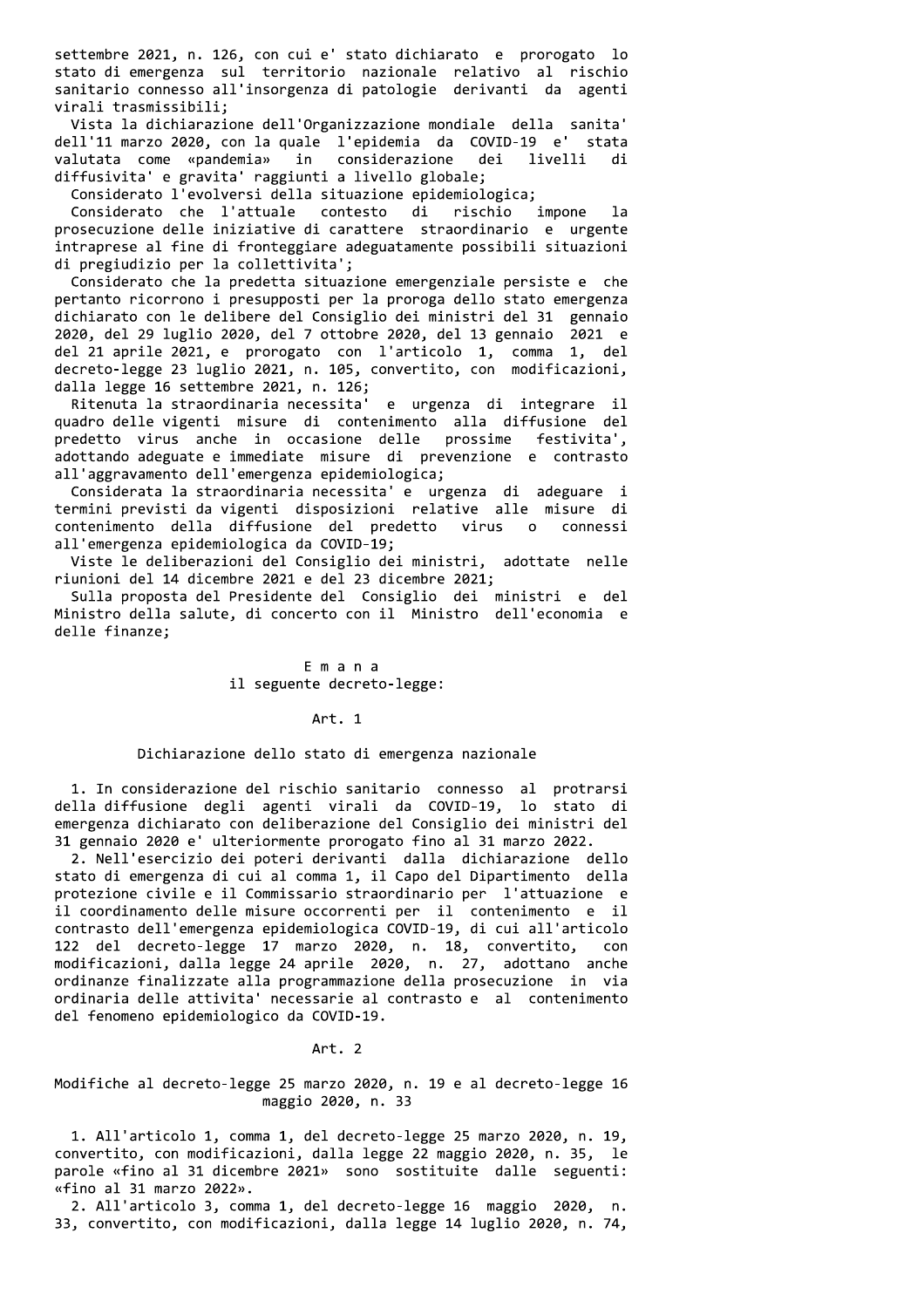settembre 2021, n. 126, con cui e' stato dichiarato e prorogato lo stato di emergenza sul territorio nazionale relativo al rischio sanitario connesso all'insorgenza di patologie derivanti da agenti virali trasmissibili;

Vista la dichiarazione dell'Organizzazione mondiale della sanita' dell'11 marzo 2020, con la quale l'epidemia da COVID-19 e' stata valutata come «pandemia» in considerazione dei livelli di diffusivita' e gravita' raggiunti a livello globale;

Considerato l'evolversi della situazione epidemiologica;

Considerato che l'attuale contesto di rischio impone la prosecuzione delle iniziative di carattere straordinario e urgente intraprese al fine di fronteggiare adeguatamente possibili situazioni di pregiudizio per la collettivita';

Considerato che la predetta situazione emergenziale persiste e che pertanto ricorrono i presupposti per la proroga dello stato emergenza dichiarato con le delibere del Consiglio dei ministri del 31 gennaio 2020, del 29 luglio 2020, del 7 ottobre 2020, del 13 gennaio 2021 e del 21 aprile 2021, e prorogato con l'articolo 1, comma 1, del decreto-legge 23 luglio 2021, n. 105, convertito, con modificazioni, dalla legge 16 settembre 2021, n. 126;

Ritenuta la straordinaria necessita' e urgenza di integrare il quadro delle vigenti misure di contenimento alla diffusione del predetto virus anche in occasione delle prossime festivita', adottando adeguate e immediate misure di prevenzione e contrasto all'aggravamento dell'emergenza epidemiologica;

Considerata la straordinaria necessita' e urgenza di adeguare i termini previsti da vigenti disposizioni relative alle misure di contenimento della diffusione del predetto virus o connessi all'emergenza epidemiologica da COVID-19;

Viste le deliberazioni del Consiglio dei ministri, adottate nelle riunioni del 14 dicembre 2021 e del 23 dicembre 2021;

Sulla proposta del Presidente del Consiglio dei ministri e del Ministro della salute, di concerto con il Ministro dell'economia e delle finanze;

E m a n a
il seguente decreto-legge:

## Art. 1

### Dichiarazione dello stato di emergenza nazionale

1. In considerazione del rischio sanitario connesso al protrarsi della diffusione degli agenti virali da COVID-19, lo stato di emergenza dichiarato con deliberazione del Consiglio dei ministri del 31 gennaio 2020 e' ulteriormente prorogato fino al 31 marzo 2022.

2. Nell'esercizio dei poteri derivanti dalla dichiarazione dello stato di emergenza di cui al comma 1, il Capo del Dipartimento della protezione civile e il Commissario straordinario per l'attuazione e il coordinamento delle misure occorrenti per il contenimento e il contrasto dell'emergenza epidemiologica COVID-19, di cui all'articolo 122 del decreto-legge 17 marzo 2020, n. 18, convertito, con modificazioni, dalla legge 24 aprile 2020, n. 27, adottano anche ordinanze finalizzate alla programmazione della prosecuzione in via ordinaria delle attivita' necessarie al contrasto e al contenimento del fenomeno epidemiologico da COVID-19.

## Art. 2

### Modifiche al decreto-legge 25 marzo 2020, n. 19 e al decreto-legge 16 maggio 2020, n. 33

1. All'articolo 1, comma 1, del decreto-legge 25 marzo 2020, n. 19, convertito, con modificazioni, dalla legge 22 maggio 2020, n. 35, le parole «fino al 31 dicembre 2021» sono sostituite dalle seguenti: «fino al 31 marzo 2022».

2. All'articolo 3, comma 1, del decreto-legge 16 maggio 2020, n. 33, convertito, con modificazioni, dalla legge 14 luglio 2020, n. 74,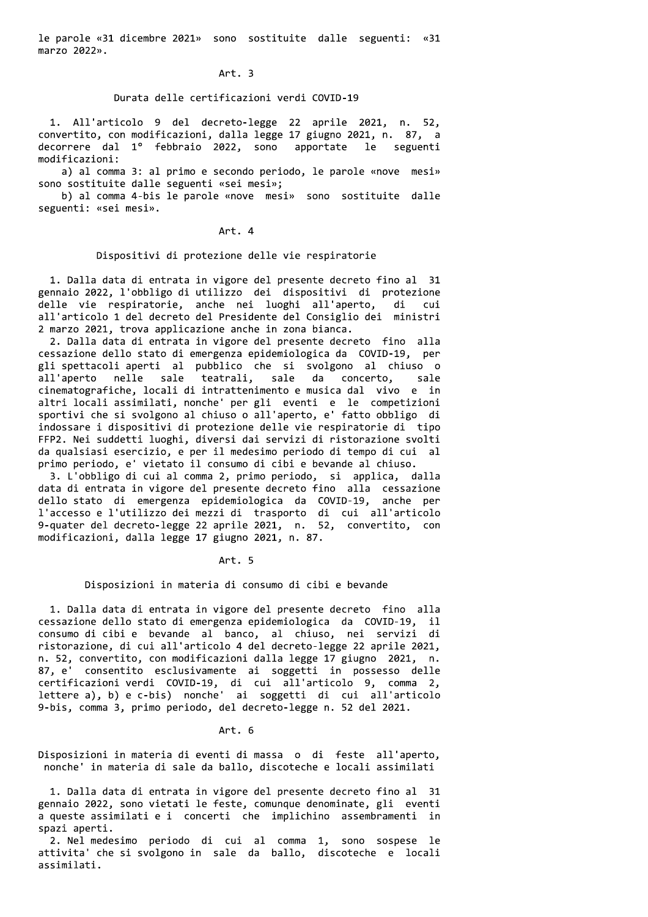le parole «31 dicembre 2021» sono sostituite dalle seguenti: «31 marzo 2022».

Art. 3

Durata delle certificazioni verdi COVID-19

1. All'articolo 9 del decreto-legge 22 aprile 2021, n. 52, convertito, con modificazioni, dalla legge 17 giugno 2021, n. 87, a decorrere dal 1° febbraio 2022, sono apportate le seguenti modificazioni:

a) al comma 3: al primo e secondo periodo, le parole «nove mesi» sono sostituite dalle seguenti «sei mesi»;

b) al comma 4-bis le parole «nove mesi» sono sostituite dalle seguenti: «sei mesi».

Art. 4

Dispositivi di protezione delle vie respiratorie

1. Dalla data di entrata in vigore del presente decreto fino al 31 gennaio 2022, l'obbligo di utilizzo dei dispositivi di protezione delle vie respiratorie, anche nei luoghi all'aperto, di cui all'articolo 1 del decreto del Presidente del Consiglio dei ministri 2 marzo 2021, trova applicazione anche in zona bianca.

2. Dalla data di entrata in vigore del presente decreto fino alla cessazione dello stato di emergenza epidemiologica da COVID-19, per gli spettacoli aperti al pubblico che si svolgono al chiuso o all'aperto nelle sale teatrali, sale da concerto, sale cinematografiche, locali di intrattenimento e musica dal vivo e in altri locali assimilati, nonche' per gli eventi e le competizioni sportivi che si svolgono al chiuso o all'aperto, e' fatto obbligo di indossare i dispositivi di protezione delle vie respiratorie di tipo FFP2. Nei suddetti luoghi, diversi dai servizi di ristorazione svolti da qualsiasi esercizio, e per il medesimo periodo di tempo di cui al primo periodo, e' vietato il consumo di cibi e bevande al chiuso.

3. L'obbligo di cui al comma 2, primo periodo, si applica, dalla data di entrata in vigore del presente decreto fino alla cessazione dello stato di emergenza epidemiologica da COVID-19, anche per l'accesso e l'utilizzo dei mezzi di trasporto di cui all'articolo 9-quater del decreto-legge 22 aprile 2021, n. 52, convertito, con modificazioni, dalla legge 17 giugno 2021, n. 87.

Art. 5

Disposizioni in materia di consumo di cibi e bevande

1. Dalla data di entrata in vigore del presente decreto fino alla cessazione dello stato di emergenza epidemiologica da COVID-19, il consumo di cibi e bevande al banco, al chiuso, nei servizi di ristorazione, di cui all'articolo 4 del decreto-legge 22 aprile 2021, n. 52, convertito, con modificazioni dalla legge 17 giugno 2021, n. 87, e' consentito esclusivamente ai soggetti in possesso delle certificazioni verdi COVID-19, di cui all'articolo 9, comma 2, lettere a), b) e c-bis) nonche' ai soggetti di cui all'articolo 9-bis, comma 3, primo periodo, del decreto-legge n. 52 del 2021.

Art. 6

Disposizioni in materia di eventi di massa o di feste all'aperto, nonche' in materia di sale da ballo, discoteche e locali assimilati

1. Dalla data di entrata in vigore del presente decreto fino al 31 gennaio 2022, sono vietati le feste, comunque denominate, gli eventi a queste assimilati e i concerti che implichino assembramenti in spazi aperti.

2. Nel medesimo periodo di cui al comma 1, sono sospese le attivita' che si svolgono in sale da ballo, discoteche e locali assimilati.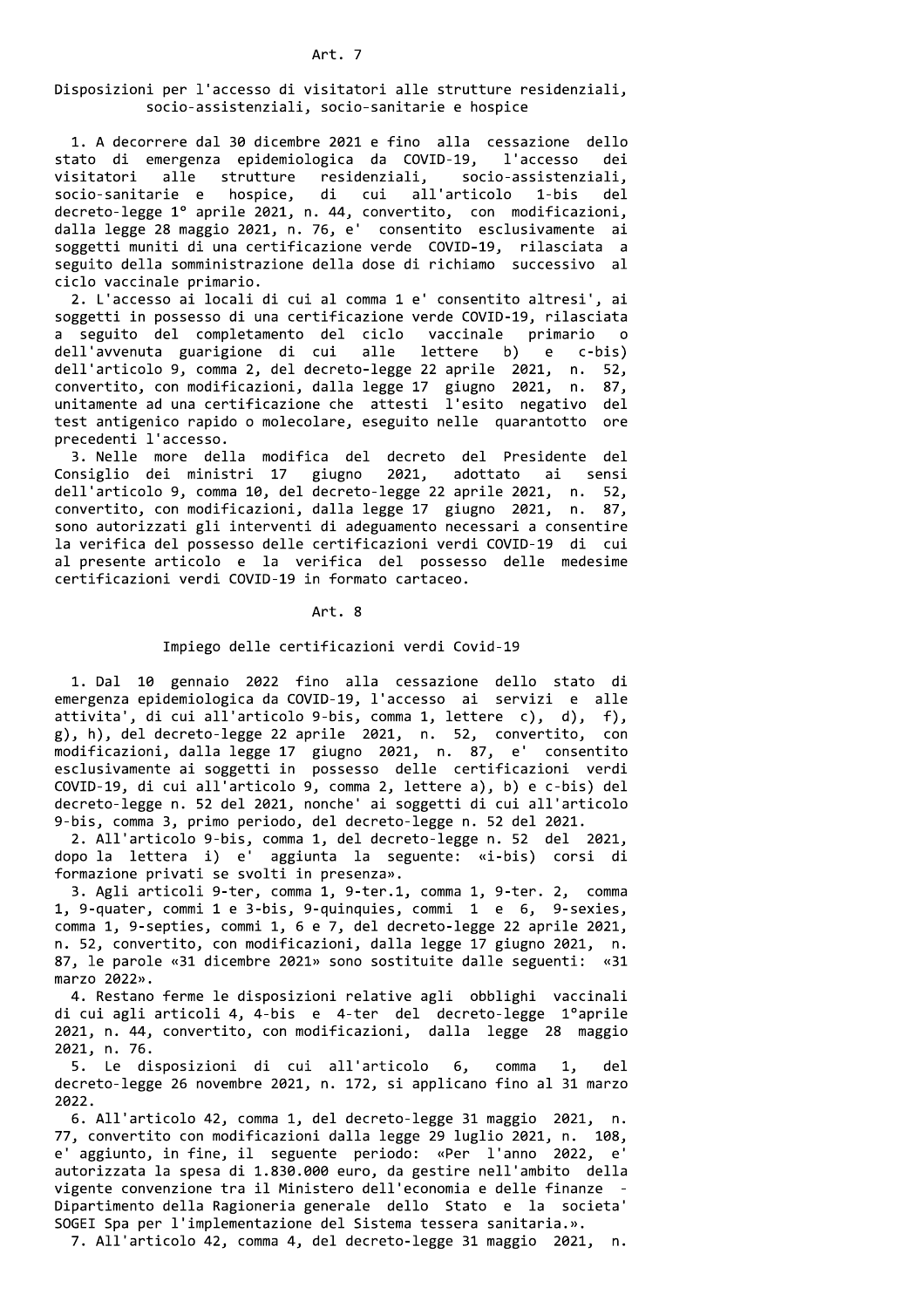## Art. 7

### Disposizioni per l'accesso di visitatori alle strutture residenziali, socio-assistenziali, socio-sanitarie e hospice

1. A decorrere dal 30 dicembre 2021 e fino alla cessazione dello stato di emergenza epidemiologica da COVID-19, l'accesso dei visitatori alle strutture residenziali, socio-assistenziali, socio-sanitarie e hospice, di cui all'articolo 1-bis del decreto-legge 1° aprile 2021, n. 44, convertito, con modificazioni, dalla legge 28 maggio 2021, n. 76, e' consentito esclusivamente ai soggetti muniti di una certificazione verde COVID-19, rilasciata a seguito della somministrazione della dose di richiamo successivo al ciclo vaccinale primario.

2. L'accesso ai locali di cui al comma 1 e' consentito altresi', ai soggetti in possesso di una certificazione verde COVID-19, rilasciata a seguito del completamento del ciclo vaccinale primario o dell'avvenuta guarigione di cui alle lettere b) e c-bis) dell'articolo 9, comma 2, del decreto-legge 22 aprile 2021, n. 52, convertito, con modificazioni, dalla legge 17 giugno 2021, n. 87, unitamente ad una certificazione che attesti l'esito negativo del test antigenico rapido o molecolare, eseguito nelle quarantotto ore precedenti l'accesso.

3. Nelle more della modifica del decreto del Presidente del Consiglio dei ministri 17 giugno 2021, adottato ai sensi dell'articolo 9, comma 10, del decreto-legge 22 aprile 2021, n. 52, convertito, con modificazioni, dalla legge 17 giugno 2021, n. 87, sono autorizzati gli interventi di adeguamento necessari a consentire la verifica del possesso delle certificazioni verdi COVID-19 di cui al presente articolo e la verifica del possesso delle medesime certificazioni verdi COVID-19 in formato cartaceo.

## Art. 8

### Impiego delle certificazioni verdi Covid-19

1. Dal 10 gennaio 2022 fino alla cessazione dello stato di emergenza epidemiologica da COVID-19, l'accesso ai servizi e alle attivita', di cui all'articolo 9-bis, comma 1, lettere c), d), f), g), h), del decreto-legge 22 aprile 2021, n. 52, convertito, con modificazioni, dalla legge 17 giugno 2021, n. 87, e' consentito esclusivamente ai soggetti in possesso delle certificazioni verdi COVID-19, di cui all'articolo 9, comma 2, lettere a), b) e c-bis) del decreto-legge n. 52 del 2021, nonche' ai soggetti di cui all'articolo 9-bis, comma 3, primo periodo, del decreto-legge n. 52 del 2021.

2. All'articolo 9-bis, comma 1, del decreto-legge n. 52 del 2021, dopo la lettera i) e' aggiunta la seguente: «i-bis) corsi di formazione privati se svolti in presenza».

3. Agli articoli 9-ter, comma 1, 9-ter.1, comma 1, 9-ter. 2, comma 1, 9-quater, commi 1 e 3-bis, 9-quinquies, commi 1 e 6, 9-sexies, comma 1, 9-septies, commi 1, 6 e 7, del decreto-legge 22 aprile 2021, n. 52, convertito, con modificazioni, dalla legge 17 giugno 2021, n. 87, le parole «31 dicembre 2021» sono sostituite dalle seguenti: «31 marzo 2022».

4. Restano ferme le disposizioni relative agli obblighi vaccinali di cui agli articoli 4, 4-bis e 4-ter del decreto-legge 1°aprile 2021, n. 44, convertito, con modificazioni, dalla legge 28 maggio 2021, n. 76.

5. Le disposizioni di cui all'articolo 6, comma 1, del decreto-legge 26 novembre 2021, n. 172, si applicano fino al 31 marzo 2022.

6. All'articolo 42, comma 1, del decreto-legge 31 maggio 2021, n. 77, convertito con modificazioni dalla legge 29 luglio 2021, n. 108, e' aggiunto, in fine, il seguente periodo: «Per l'anno 2022, e' autorizzata la spesa di 1.830.000 euro, da gestire nell'ambito della vigente convenzione tra il Ministero dell'economia e delle finanze - Dipartimento della Ragioneria generale dello Stato e la societa' SOGEI Spa per l'implementazione del Sistema tessera sanitaria.».

7. All'articolo 42, comma 4, del decreto-legge 31 maggio 2021, n.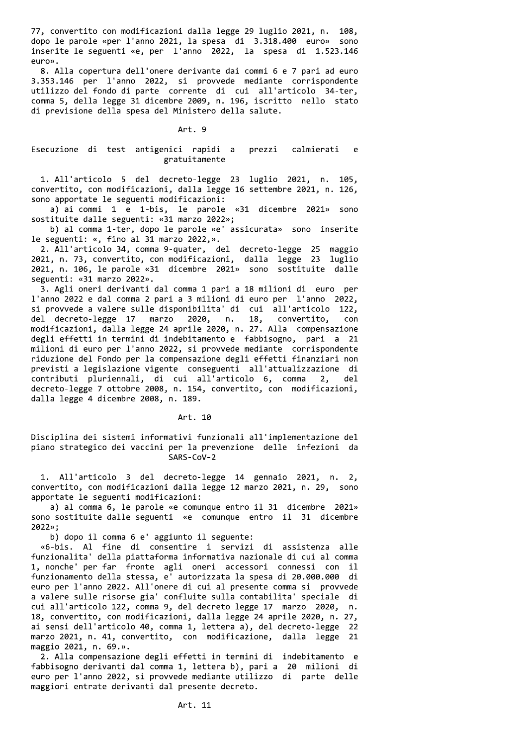77, convertito con modificazioni dalla legge 29 luglio 2021, n. 108, dopo le parole «per l'anno 2021, la spesa di 3.318.400 euro» sono inserite le seguenti «e, per l'anno 2022, la spesa di 1.523.146 euro».

8. Alla copertura dell'onere derivante dai commi 6 e 7 pari ad euro 3.353.146 per l'anno 2022, si provvede mediante corrispondente utilizzo del fondo di parte corrente di cui all'articolo 34-ter, comma 5, della legge 31 dicembre 2009, n. 196, iscritto nello stato di previsione della spesa del Ministero della salute.

## Art. 9

### Esecuzione di test antigenici rapidi a prezzi calmierati e gratuitamente

1. All'articolo 5 del decreto-legge 23 luglio 2021, n. 105, convertito, con modificazioni, dalla legge 16 settembre 2021, n. 126, sono apportate le seguenti modificazioni:

a) ai commi 1 e 1-bis, le parole «31 dicembre 2021» sono sostituite dalle seguenti: «31 marzo 2022»;

b) al comma 1-ter, dopo le parole «e' assicurata» sono inserite le seguenti: «, fino al 31 marzo 2022,».

2. All'articolo 34, comma 9-quater, del decreto-legge 25 maggio 2021, n. 73, convertito, con modificazioni, dalla legge 23 luglio 2021, n. 106, le parole «31 dicembre 2021» sono sostituite dalle seguenti: «31 marzo 2022».

3. Agli oneri derivanti dal comma 1 pari a 18 milioni di euro per l'anno 2022 e dal comma 2 pari a 3 milioni di euro per l'anno 2022, si provvede a valere sulle disponibilita' di cui all'articolo 122, del decreto-legge 17 marzo 2020, n. 18, convertito, con modificazioni, dalla legge 24 aprile 2020, n. 27. Alla compensazione degli effetti in termini di indebitamento e fabbisogno, pari a 21 milioni di euro per l'anno 2022, si provvede mediante corrispondente riduzione del Fondo per la compensazione degli effetti finanziari non previsti a legislazione vigente conseguenti all'attualizzazione di contributi pluriennali, di cui all'articolo 6, comma 2, del decreto-legge 7 ottobre 2008, n. 154, convertito, con modificazioni, dalla legge 4 dicembre 2008, n. 189.

## Art. 10

### Disciplina dei sistemi informativi funzionali all'implementazione del piano strategico dei vaccini per la prevenzione delle infezioni da SARS-CoV-2

1. All'articolo 3 del decreto-legge 14 gennaio 2021, n. 2, convertito, con modificazioni dalla legge 12 marzo 2021, n. 29, sono apportate le seguenti modificazioni:

a) al comma 6, le parole «e comunque entro il 31 dicembre 2021» sono sostituite dalle seguenti «e comunque entro il 31 dicembre 2022»;

b) dopo il comma 6 e' aggiunto il seguente:

«6-bis. Al fine di consentire i servizi di assistenza alle funzionalita' della piattaforma informativa nazionale di cui al comma 1, nonche' per far fronte agli oneri accessori connessi con il funzionamento della stessa, e' autorizzata la spesa di 20.000.000 di euro per l'anno 2022. All'onere di cui al presente comma si provvede a valere sulle risorse gia' confluite sulla contabilita' speciale di cui all'articolo 122, comma 9, del decreto-legge 17 marzo 2020, n. 18, convertito, con modificazioni, dalla legge 24 aprile 2020, n. 27, ai sensi dell'articolo 40, comma 1, lettera a), del decreto-legge 22 marzo 2021, n. 41, convertito, con modificazione, dalla legge 21 maggio 2021, n. 69.».

2. Alla compensazione degli effetti in termini di indebitamento e fabbisogno derivanti dal comma 1, lettera b), pari a 20 milioni di euro per l'anno 2022, si provvede mediante utilizzo di parte delle maggiori entrate derivanti dal presente decreto.

## Art. 11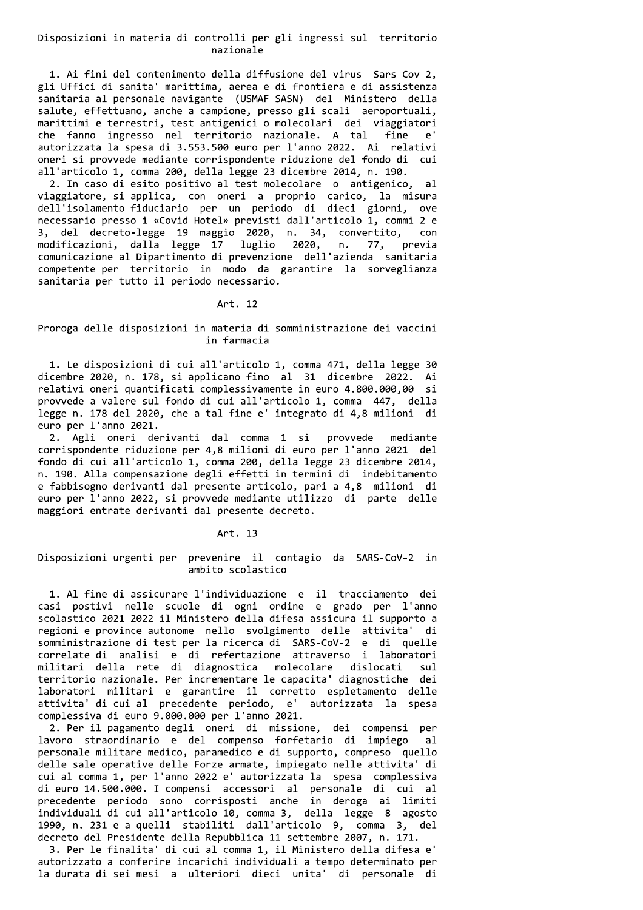Disposizioni in materia di controlli per gli ingressi sul territorio nazionale

1. Ai fini del contenimento della diffusione del virus Sars-Cov-2, gli Uffici di sanita' marittima, aerea e di frontiera e di assistenza sanitaria al personale navigante (USMAF-SASN) del Ministero della salute, effettuano, anche a campione, presso gli scali aeroportuali, marittimi e terrestri, test antigenici o molecolari dei viaggiatori che fanno ingresso nel territorio nazionale. A tal fine e' autorizzata la spesa di 3.553.500 euro per l'anno 2022. Ai relativi oneri si provvede mediante corrispondente riduzione del fondo di cui all'articolo 1, comma 200, della legge 23 dicembre 2014, n. 190.

2. In caso di esito positivo al test molecolare o antigenico, al viaggiatore, si applica, con oneri a proprio carico, la misura dell'isolamento fiduciario per un periodo di dieci giorni, ove necessario presso i «Covid Hotel» previsti dall'articolo 1, commi 2 e 3, del decreto-legge 19 maggio 2020, n. 34, convertito, con modificazioni, dalla legge 17 luglio 2020, n. 77, previa comunicazione al Dipartimento di prevenzione dell'azienda sanitaria competente per territorio in modo da garantire la sorveglianza sanitaria per tutto il periodo necessario.

Art. 12

Proroga delle disposizioni in materia di somministrazione dei vaccini in farmacia

1. Le disposizioni di cui all'articolo 1, comma 471, della legge 30 dicembre 2020, n. 178, si applicano fino al 31 dicembre 2022. Ai relativi oneri quantificati complessivamente in euro 4.800.000,00 si provvede a valere sul fondo di cui all'articolo 1, comma 447, della legge n. 178 del 2020, che a tal fine e' integrato di 4,8 milioni di euro per l'anno 2021.

2. Agli oneri derivanti dal comma 1 si provvede mediante corrispondente riduzione per 4,8 milioni di euro per l'anno 2021 del fondo di cui all'articolo 1, comma 200, della legge 23 dicembre 2014, n. 190. Alla compensazione degli effetti in termini di indebitamento e fabbisogno derivanti dal presente articolo, pari a 4,8 milioni di euro per l'anno 2022, si provvede mediante utilizzo di parte delle maggiori entrate derivanti dal presente decreto.

Art. 13

Disposizioni urgenti per prevenire il contagio da SARS-CoV-2 in ambito scolastico

1. Al fine di assicurare l'individuazione e il tracciamento dei casi postivi nelle scuole di ogni ordine e grado per l'anno scolastico 2021-2022 il Ministero della difesa assicura il supporto a regioni e province autonome nello svolgimento delle attivita' di somministrazione di test per la ricerca di SARS-CoV-2 e di quelle correlate di analisi e di refertazione attraverso i laboratori militari della rete di diagnostica molecolare dislocati sul territorio nazionale. Per incrementare le capacita' diagnostiche dei laboratori militari e garantire il corretto espletamento delle attivita' di cui al precedente periodo, e' autorizzata la spesa complessiva di euro 9.000.000 per l'anno 2021.

2. Per il pagamento degli oneri di missione, dei compensi per lavoro straordinario e del compenso forfetario di impiego al personale militare medico, paramedico e di supporto, compreso quello delle sale operative delle Forze armate, impiegato nelle attivita' di cui al comma 1, per l'anno 2022 e' autorizzata la spesa complessiva di euro 14.500.000. I compensi accessori al personale di cui al precedente periodo sono corrisposti anche in deroga ai limiti individuali di cui all'articolo 10, comma 3, della legge 8 agosto 1990, n. 231 e a quelli stabiliti dall'articolo 9, comma 3, del decreto del Presidente della Repubblica 11 settembre 2007, n. 171.

3. Per le finalita' di cui al comma 1, il Ministero della difesa e' autorizzato a conferire incarichi individuali a tempo determinato per la durata di sei mesi a ulteriori dieci unita' di personale di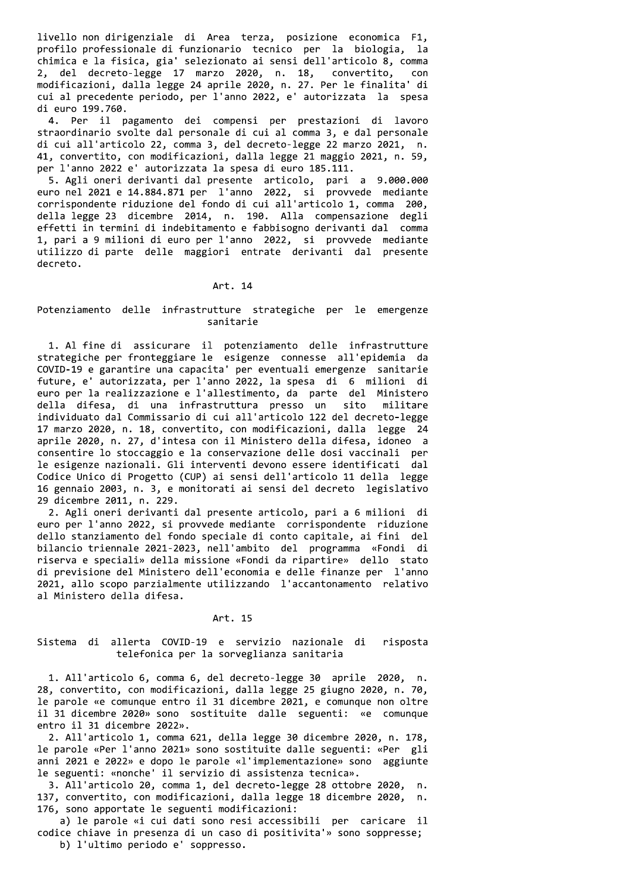livello non dirigenziale di Area terza, posizione economica F1, profilo professionale di funzionario tecnico per la biologia, la chimica e la fisica, gia' selezionato ai sensi dell'articolo 8, comma 2, del decreto-legge 17 marzo 2020, n. 18, convertito, con modificazioni, dalla legge 24 aprile 2020, n. 27. Per le finalita' di cui al precedente periodo, per l'anno 2022, e' autorizzata la spesa di euro 199.760.

4. Per il pagamento dei compensi per prestazioni di lavoro straordinario svolte dal personale di cui al comma 3, e dal personale di cui all'articolo 22, comma 3, del decreto-legge 22 marzo 2021, n. 41, convertito, con modificazioni, dalla legge 21 maggio 2021, n. 59, per l'anno 2022 e' autorizzata la spesa di euro 185.111.

5. Agli oneri derivanti dal presente articolo, pari a 9.000.000 euro nel 2021 e 14.884.871 per l'anno 2022, si provvede mediante corrispondente riduzione del fondo di cui all'articolo 1, comma 200, della legge 23 dicembre 2014, n. 190. Alla compensazione degli effetti in termini di indebitamento e fabbisogno derivanti dal comma 1, pari a 9 milioni di euro per l'anno 2022, si provvede mediante utilizzo di parte delle maggiori entrate derivanti dal presente decreto.

## Art. 14

### Potenziamento delle infrastrutture strategiche per le emergenze sanitarie

1. Al fine di assicurare il potenziamento delle infrastrutture strategiche per fronteggiare le esigenze connesse all'epidemia da COVID-19 e garantire una capacita' per eventuali emergenze sanitarie future, e' autorizzata, per l'anno 2022, la spesa di 6 milioni di euro per la realizzazione e l'allestimento, da parte del Ministero della difesa, di una infrastruttura presso un sito militare individuato dal Commissario di cui all'articolo 122 del decreto-legge 17 marzo 2020, n. 18, convertito, con modificazioni, dalla legge 24 aprile 2020, n. 27, d'intesa con il Ministero della difesa, idoneo a consentire lo stoccaggio e la conservazione delle dosi vaccinali per le esigenze nazionali. Gli interventi devono essere identificati dal Codice Unico di Progetto (CUP) ai sensi dell'articolo 11 della legge 16 gennaio 2003, n. 3, e monitorati ai sensi del decreto legislativo 29 dicembre 2011, n. 229.

2. Agli oneri derivanti dal presente articolo, pari a 6 milioni di euro per l'anno 2022, si provvede mediante corrispondente riduzione dello stanziamento del fondo speciale di conto capitale, ai fini del bilancio triennale 2021-2023, nell'ambito del programma «Fondi di riserva e speciali» della missione «Fondi da ripartire» dello stato di previsione del Ministero dell'economia e delle finanze per l'anno 2021, allo scopo parzialmente utilizzando l'accantonamento relativo al Ministero della difesa.

## Art. 15

### Sistema di allerta COVID-19 e servizio nazionale di risposta telefonica per la sorveglianza sanitaria

1. All'articolo 6, comma 6, del decreto-legge 30 aprile 2020, n. 28, convertito, con modificazioni, dalla legge 25 giugno 2020, n. 70, le parole «e comunque entro il 31 dicembre 2021, e comunque non oltre il 31 dicembre 2020» sono sostituite dalle seguenti: «e comunque entro il 31 dicembre 2022».

2. All'articolo 1, comma 621, della legge 30 dicembre 2020, n. 178, le parole «Per l'anno 2021» sono sostituite dalle seguenti: «Per gli anni 2021 e 2022» e dopo le parole «l'implementazione» sono aggiunte le seguenti: «nonche' il servizio di assistenza tecnica».

3. All'articolo 20, comma 1, del decreto-legge 28 ottobre 2020, n. 137, convertito, con modificazioni, dalla legge 18 dicembre 2020, n. 176, sono apportate le seguenti modificazioni:

   a) le parole «i cui dati sono resi accessibili per caricare il codice chiave in presenza di un caso di positivita'» sono soppresse;

   b) l'ultimo periodo e' soppresso.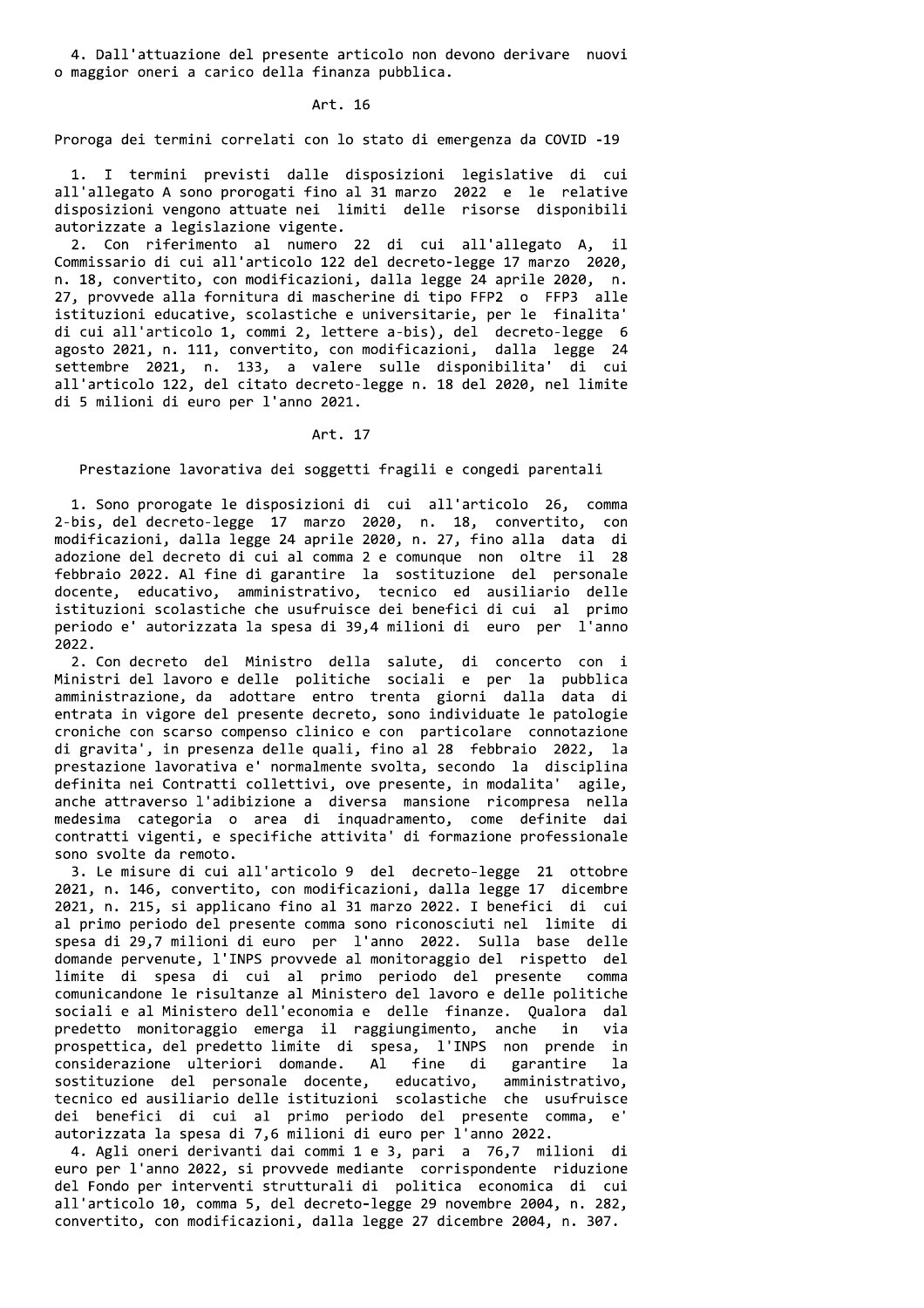4. Dall'attuazione del presente articolo non devono derivare nuovi o maggior oneri a carico della finanza pubblica.

### Art. 16

**Proroga dei termini correlati con lo stato di emergenza da COVID -19**

1. I termini previsti dalle disposizioni legislative di cui all'allegato A sono prorogati fino al 31 marzo 2022 e le relative disposizioni vengono attuate nei limiti delle risorse disponibili autorizzate a legislazione vigente.

2. Con riferimento al numero 22 di cui all'allegato A, il Commissario di cui all'articolo 122 del decreto-legge 17 marzo 2020, n. 18, convertito, con modificazioni, dalla legge 24 aprile 2020, n. 27, provvede alla fornitura di mascherine di tipo FFP2 o FFP3 alle istituzioni educative, scolastiche e universitarie, per le finalita' di cui all'articolo 1, commi 2, lettere a-bis), del decreto-legge 6 agosto 2021, n. 111, convertito, con modificazioni, dalla legge 24 settembre 2021, n. 133, a valere sulle disponibilita' di cui all'articolo 122, del citato decreto-legge n. 18 del 2020, nel limite di 5 milioni di euro per l'anno 2021.

### Art. 17

**Prestazione lavorativa dei soggetti fragili e congedi parentali**

1. Sono prorogate le disposizioni di cui all'articolo 26, comma 2-bis, del decreto-legge 17 marzo 2020, n. 18, convertito, con modificazioni, dalla legge 24 aprile 2020, n. 27, fino alla data di adozione del decreto di cui al comma 2 e comunque non oltre il 28 febbraio 2022. Al fine di garantire la sostituzione del personale docente, educativo, amministrativo, tecnico ed ausiliario delle istituzioni scolastiche che usufruisce dei benefici di cui al primo periodo e' autorizzata la spesa di 39,4 milioni di euro per l'anno 2022.

2. Con decreto del Ministro della salute, di concerto con i Ministri del lavoro e delle politiche sociali e per la pubblica amministrazione, da adottare entro trenta giorni dalla data di entrata in vigore del presente decreto, sono individuate le patologie croniche con scarso compenso clinico e con particolare connotazione di gravita', in presenza delle quali, fino al 28 febbraio 2022, la prestazione lavorativa e' normalmente svolta, secondo la disciplina definita nei Contratti collettivi, ove presente, in modalita' agile, anche attraverso l'adibizione a diversa mansione ricompresa nella medesima categoria o area di inquadramento, come definite dai contratti vigenti, e specifiche attivita' di formazione professionale sono svolte da remoto.

3. Le misure di cui all'articolo 9 del decreto-legge 21 ottobre 2021, n. 146, convertito, con modificazioni, dalla legge 17 dicembre 2021, n. 215, si applicano fino al 31 marzo 2022. I benefici di cui al primo periodo del presente comma sono riconosciuti nel limite di spesa di 29,7 milioni di euro per l'anno 2022. Sulla base delle domande pervenute, l'INPS provvede al monitoraggio del rispetto del limite di spesa di cui al primo periodo del presente comma comunicandone le risultanze al Ministero del lavoro e delle politiche sociali e al Ministero dell'economia e delle finanze. Qualora dal predetto monitoraggio emerga il raggiungimento, anche in via prospettica, del predetto limite di spesa, l'INPS non prende in considerazione ulteriori domande. Al fine di garantire la sostituzione del personale docente, educativo, amministrativo, tecnico ed ausiliario delle istituzioni scolastiche che usufruisce dei benefici di cui al primo periodo del presente comma, e' autorizzata la spesa di 7,6 milioni di euro per l'anno 2022.

4. Agli oneri derivanti dai commi 1 e 3, pari a 76,7 milioni di euro per l'anno 2022, si provvede mediante corrispondente riduzione del Fondo per interventi strutturali di politica economica di cui all'articolo 10, comma 5, del decreto-legge 29 novembre 2004, n. 282, convertito, con modificazioni, dalla legge 27 dicembre 2004, n. 307.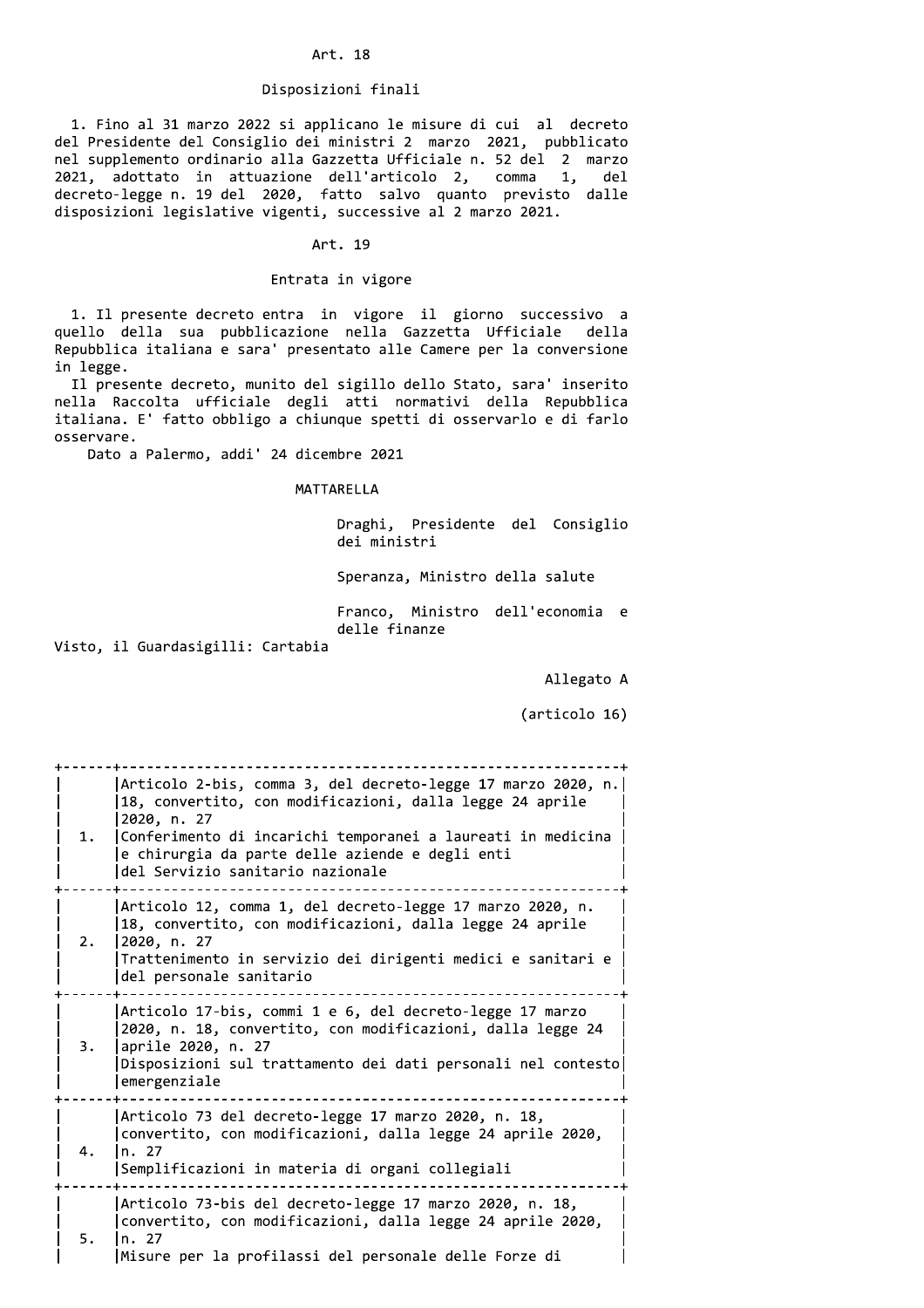### Art. 18

### Disposizioni finali

1. Fino al 31 marzo 2022 si applicano le misure di cui al decreto del Presidente del Consiglio dei ministri 2 marzo 2021, pubblicato nel supplemento ordinario alla Gazzetta Ufficiale n. 52 del 2 marzo 2021, adottato in attuazione dell'articolo 2, comma 1, del decreto-legge n. 19 del 2020, fatto salvo quanto previsto dalle disposizioni legislative vigenti, successive al 2 marzo 2021.

### Art. 19

### Entrata in vigore

1. Il presente decreto entra in vigore il giorno successivo a quello della sua pubblicazione nella Gazzetta Ufficiale della Repubblica italiana e sara' presentato alle Camere per la conversione in legge.

Il presente decreto, munito del sigillo dello Stato, sara' inserito nella Raccolta ufficiale degli atti normativi della Repubblica italiana. E' fatto obbligo a chiunque spetti di osservarlo e di farlo osservare.

Dato a Palermo, addi' 24 dicembre 2021

MATTARELLA

Draghi, Presidente del Consiglio dei ministri

Speranza, Ministro della salute

Franco, Ministro dell'economia e delle finanze

Visto, il Guardasigilli: Cartabia

Allegato A

(articolo 16)

| | |
|---|---|
| 1. | Articolo 2-bis, comma 3, del decreto-legge 17 marzo 2020, n. 18, convertito, con modificazioni, dalla legge 24 aprile 2020, n. 27<br>Conferimento di incarichi temporanei a laureati in medicina e chirurgia da parte delle aziende e degli enti del Servizio sanitario nazionale |
| 2. | Articolo 12, comma 1, del decreto-legge 17 marzo 2020, n. 18, convertito, con modificazioni, dalla legge 24 aprile 2020, n. 27<br>Trattenimento in servizio dei dirigenti medici e sanitari e del personale sanitario |
| 3. | Articolo 17-bis, commi 1 e 6, del decreto-legge 17 marzo 2020, n. 18, convertito, con modificazioni, dalla legge 24 aprile 2020, n. 27<br>Disposizioni sul trattamento dei dati personali nel contesto emergenziale |
| 4. | Articolo 73 del decreto-legge 17 marzo 2020, n. 18, convertito, con modificazioni, dalla legge 24 aprile 2020, n. 27<br>Semplificazioni in materia di organi collegiali |
| 5. | Articolo 73-bis del decreto-legge 17 marzo 2020, n. 18, convertito, con modificazioni, dalla legge 24 aprile 2020, n. 27<br>Misure per la profilassi del personale delle Forze di |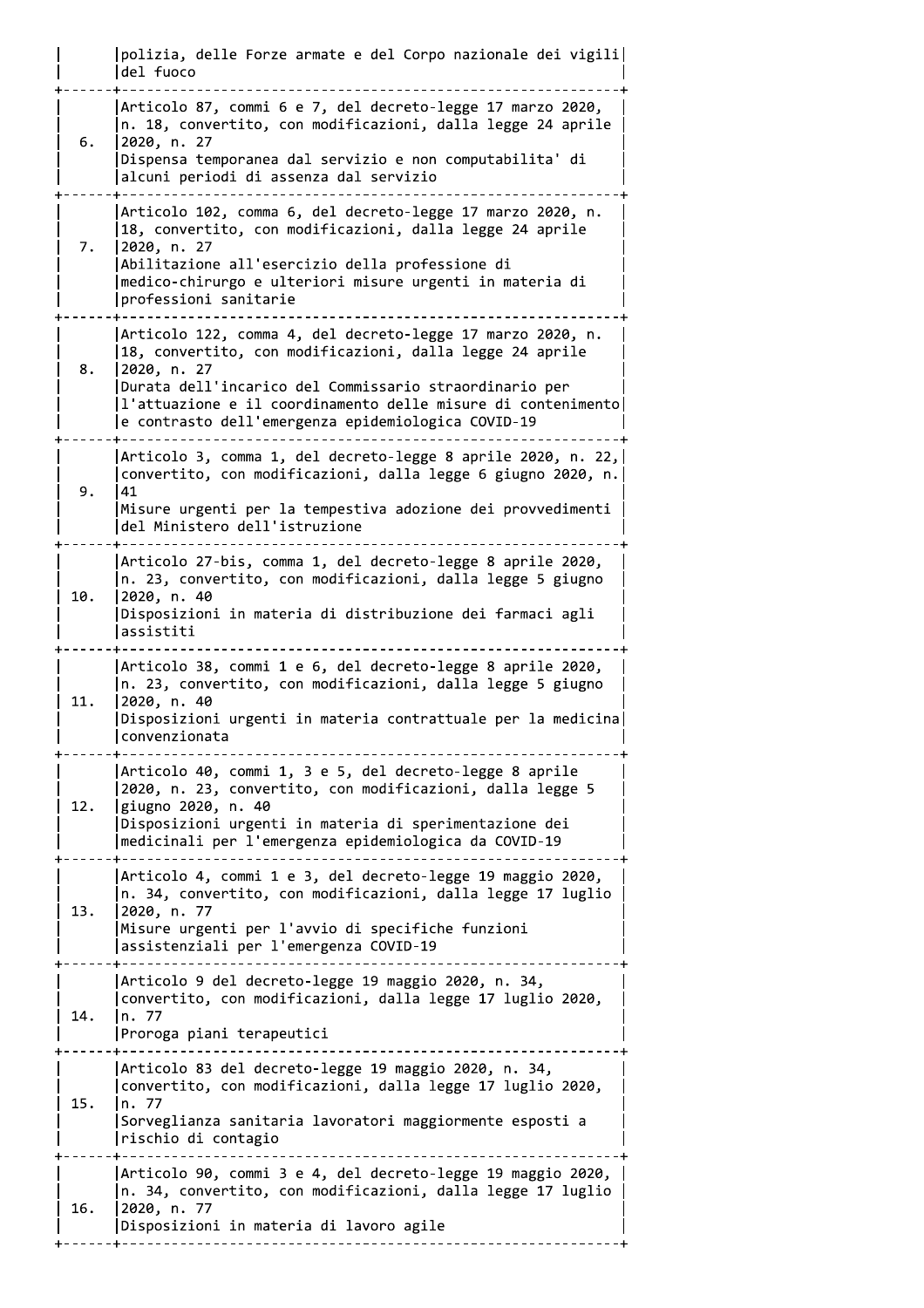| | |
|---|---|
| | polizia, delle Forze armate e del Corpo nazionale dei vigili del fuoco |
| 6. | Articolo 87, commi 6 e 7, del decreto-legge 17 marzo 2020, n. 18, convertito, con modificazioni, dalla legge 24 aprile 2020, n. 27<br>Dispensa temporanea dal servizio e non computabilita' di alcuni periodi di assenza dal servizio |
| 7. | Articolo 102, comma 6, del decreto-legge 17 marzo 2020, n. 18, convertito, con modificazioni, dalla legge 24 aprile 2020, n. 27<br>Abilitazione all'esercizio della professione di medico-chirurgo e ulteriori misure urgenti in materia di professioni sanitarie |
| 8. | Articolo 122, comma 4, del decreto-legge 17 marzo 2020, n. 18, convertito, con modificazioni, dalla legge 24 aprile 2020, n. 27<br>Durata dell'incarico del Commissario straordinario per l'attuazione e il coordinamento delle misure di contenimento e contrasto dell'emergenza epidemiologica COVID-19 |
| 9. | Articolo 3, comma 1, del decreto-legge 8 aprile 2020, n. 22, convertito, con modificazioni, dalla legge 6 giugno 2020, n. 41<br>Misure urgenti per la tempestiva adozione dei provvedimenti del Ministero dell'istruzione |
| 10. | Articolo 27-bis, comma 1, del decreto-legge 8 aprile 2020, n. 23, convertito, con modificazioni, dalla legge 5 giugno 2020, n. 40<br>Disposizioni in materia di distribuzione dei farmaci agli assistiti |
| 11. | Articolo 38, commi 1 e 6, del decreto-legge 8 aprile 2020, n. 23, convertito, con modificazioni, dalla legge 5 giugno 2020, n. 40<br>Disposizioni urgenti in materia contrattuale per la medicina convenzionata |
| 12. | Articolo 40, commi 1, 3 e 5, del decreto-legge 8 aprile 2020, n. 23, convertito, con modificazioni, dalla legge 5 giugno 2020, n. 40<br>Disposizioni urgenti in materia di sperimentazione dei medicinali per l'emergenza epidemiologica da COVID-19 |
| 13. | Articolo 4, commi 1 e 3, del decreto-legge 19 maggio 2020, n. 34, convertito, con modificazioni, dalla legge 17 luglio 2020, n. 77<br>Misure urgenti per l'avvio di specifiche funzioni assistenziali per l'emergenza COVID-19 |
| 14. | Articolo 9 del decreto-legge 19 maggio 2020, n. 34, convertito, con modificazioni, dalla legge 17 luglio 2020, n. 77<br>Proroga piani terapeutici |
| 15. | Articolo 83 del decreto-legge 19 maggio 2020, n. 34, convertito, con modificazioni, dalla legge 17 luglio 2020, n. 77<br>Sorveglianza sanitaria lavoratori maggiormente esposti a rischio di contagio |
| 16. | Articolo 90, commi 3 e 4, del decreto-legge 19 maggio 2020, n. 34, convertito, con modificazioni, dalla legge 17 luglio 2020, n. 77<br>Disposizioni in materia di lavoro agile |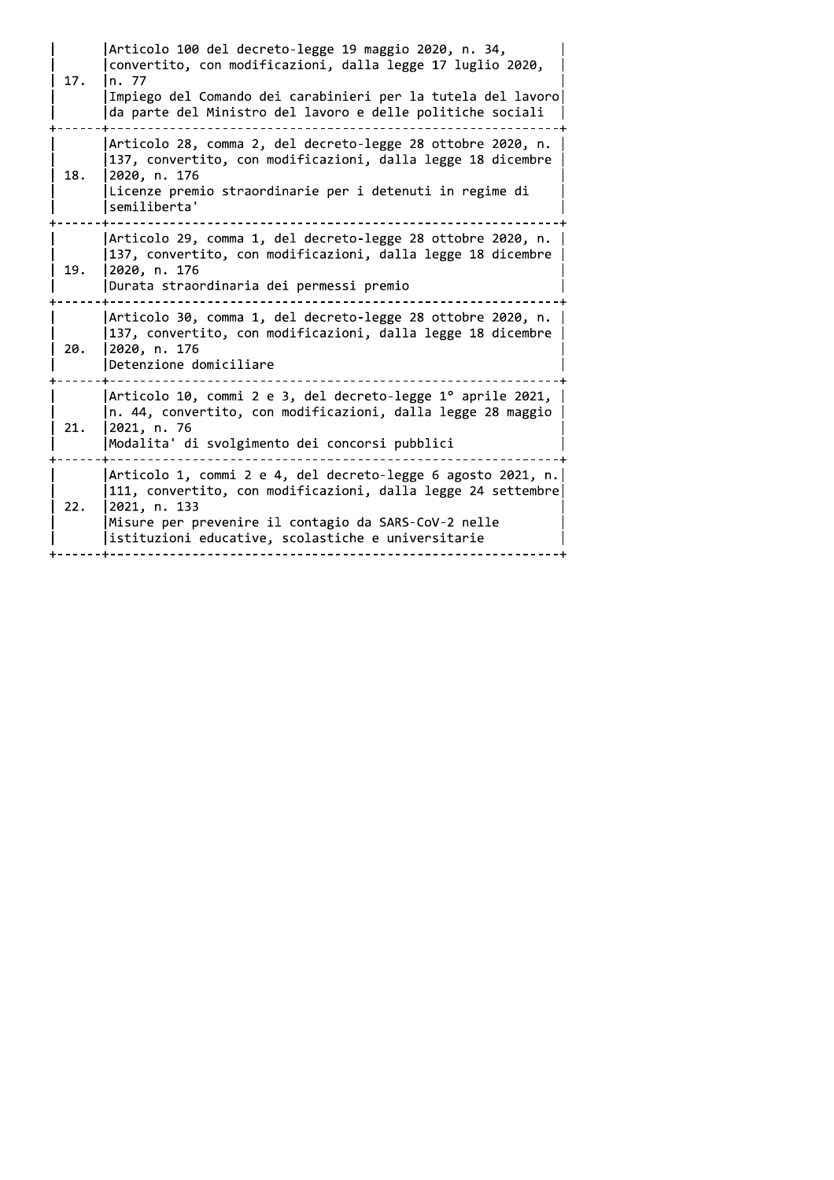| | |
|---|---|
| 17. | Articolo 100 del decreto-legge 19 maggio 2020, n. 34, convertito, con modificazioni, dalla legge 17 luglio 2020, n. 77<br>Impiego del Comando dei carabinieri per la tutela del lavoro da parte del Ministro del lavoro e delle politiche sociali |
| 18. | Articolo 28, comma 2, del decreto-legge 28 ottobre 2020, n. 137, convertito, con modificazioni, dalla legge 18 dicembre 2020, n. 176<br>Licenze premio straordinarie per i detenuti in regime di semiliberta' |
| 19. | Articolo 29, comma 1, del decreto-legge 28 ottobre 2020, n. 137, convertito, con modificazioni, dalla legge 18 dicembre 2020, n. 176<br>Durata straordinaria dei permessi premio |
| 20. | Articolo 30, comma 1, del decreto-legge 28 ottobre 2020, n. 137, convertito, con modificazioni, dalla legge 18 dicembre 2020, n. 176<br>Detenzione domiciliare |
| 21. | Articolo 10, commi 2 e 3, del decreto-legge 1° aprile 2021, n. 44, convertito, con modificazioni, dalla legge 28 maggio 2021, n. 76<br>Modalita' di svolgimento dei concorsi pubblici |
| 22. | Articolo 1, commi 2 e 4, del decreto-legge 6 agosto 2021, n. 111, convertito, con modificazioni, dalla legge 24 settembre 2021, n. 133<br>Misure per prevenire il contagio da SARS-CoV-2 nelle istituzioni educative, scolastiche e universitarie |